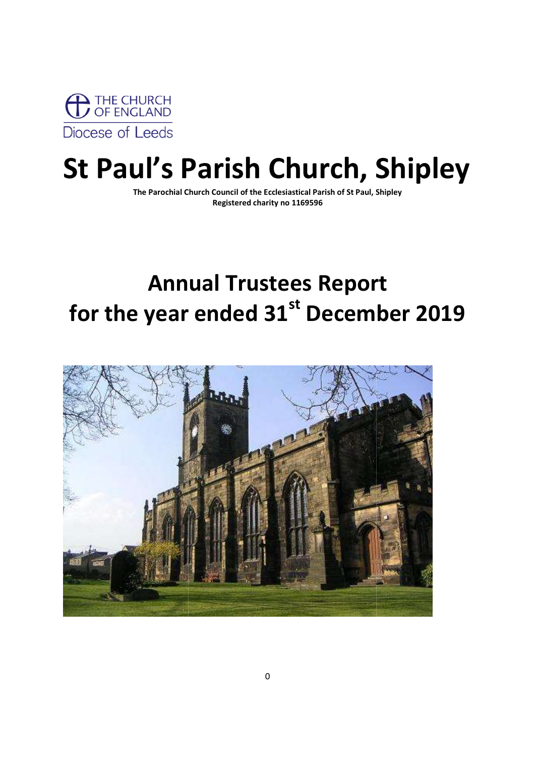THE CHURCH OF ENGLAND
Diocese of Leeds

# St Paul's Parish Church, Shipley

**The Parochial Church Council of the Ecclesiastical Parish of St Paul, Shipley**
**Registered charity no 1169596**

# Annual Trustees Report for the year ended 31st December 2019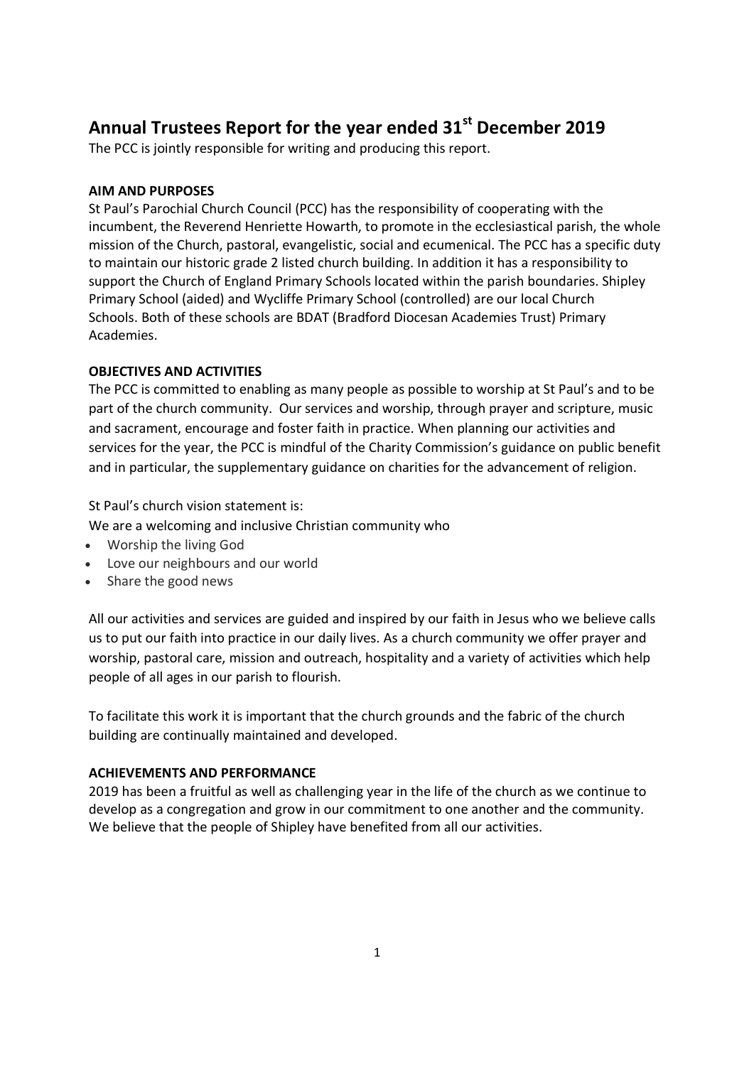# Annual Trustees Report for the year ended 31st December 2019

The PCC is jointly responsible for writing and producing this report.

**AIM AND PURPOSES**

St Paul's Parochial Church Council (PCC) has the responsibility of cooperating with the incumbent, the Reverend Henriette Howarth, to promote in the ecclesiastical parish, the whole mission of the Church, pastoral, evangelistic, social and ecumenical. The PCC has a specific duty to maintain our historic grade 2 listed church building. In addition it has a responsibility to support the Church of England Primary Schools located within the parish boundaries. Shipley Primary School (aided) and Wycliffe Primary School (controlled) are our local Church Schools. Both of these schools are BDAT (Bradford Diocesan Academies Trust) Primary Academies.

**OBJECTIVES AND ACTIVITIES**

The PCC is committed to enabling as many people as possible to worship at St Paul's and to be part of the church community. Our services and worship, through prayer and scripture, music and sacrament, encourage and foster faith in practice. When planning our activities and services for the year, the PCC is mindful of the Charity Commission's guidance on public benefit and in particular, the supplementary guidance on charities for the advancement of religion.

St Paul's church vision statement is:

We are a welcoming and inclusive Christian community who

- Worship the living God
- Love our neighbours and our world
- Share the good news

All our activities and services are guided and inspired by our faith in Jesus who we believe calls us to put our faith into practice in our daily lives. As a church community we offer prayer and worship, pastoral care, mission and outreach, hospitality and a variety of activities which help people of all ages in our parish to flourish.

To facilitate this work it is important that the church grounds and the fabric of the church building are continually maintained and developed.

**ACHIEVEMENTS AND PERFORMANCE**

2019 has been a fruitful as well as challenging year in the life of the church as we continue to develop as a congregation and grow in our commitment to one another and the community. We believe that the people of Shipley have benefited from all our activities.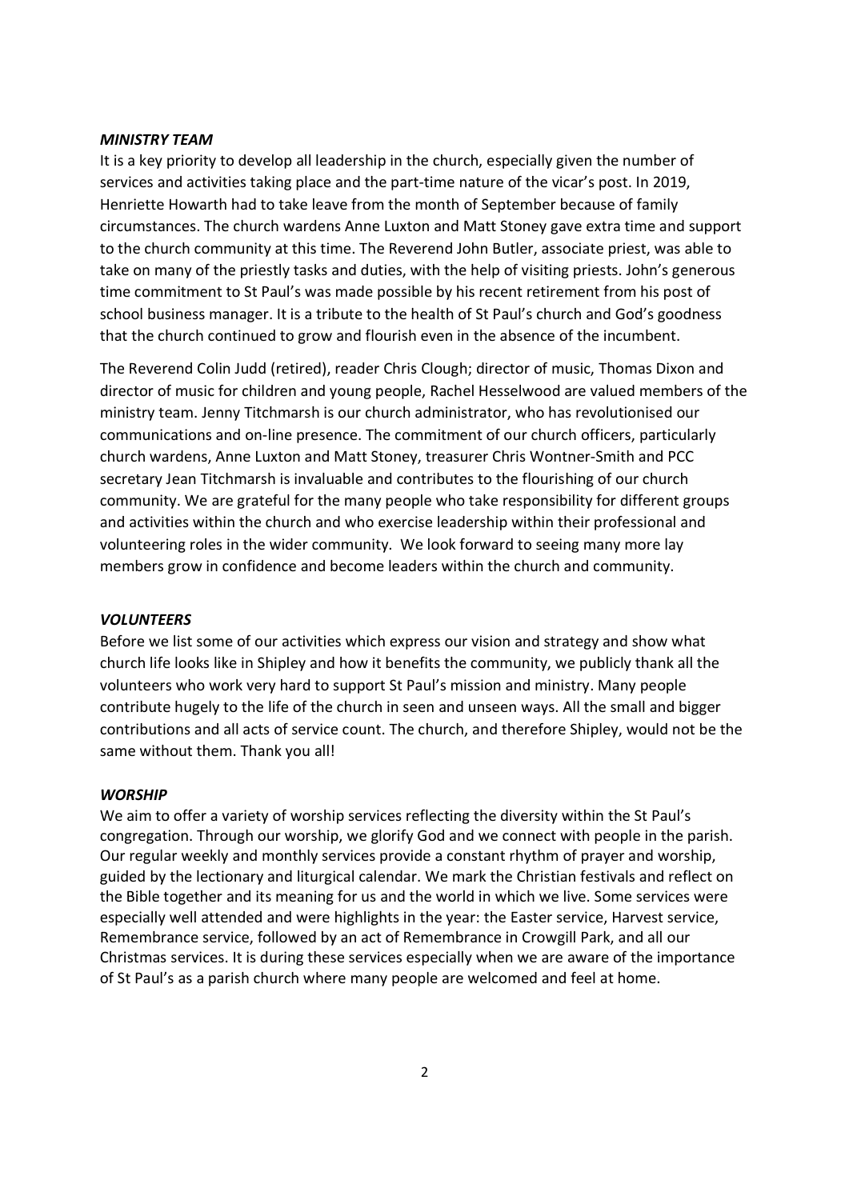### *MINISTRY TEAM*

It is a key priority to develop all leadership in the church, especially given the number of services and activities taking place and the part-time nature of the vicar's post. In 2019, Henriette Howarth had to take leave from the month of September because of family circumstances. The church wardens Anne Luxton and Matt Stoney gave extra time and support to the church community at this time. The Reverend John Butler, associate priest, was able to take on many of the priestly tasks and duties, with the help of visiting priests. John's generous time commitment to St Paul's was made possible by his recent retirement from his post of school business manager. It is a tribute to the health of St Paul's church and God's goodness that the church continued to grow and flourish even in the absence of the incumbent.

The Reverend Colin Judd (retired), reader Chris Clough; director of music, Thomas Dixon and director of music for children and young people, Rachel Hesselwood are valued members of the ministry team. Jenny Titchmarsh is our church administrator, who has revolutionised our communications and on-line presence. The commitment of our church officers, particularly church wardens, Anne Luxton and Matt Stoney, treasurer Chris Wontner-Smith and PCC secretary Jean Titchmarsh is invaluable and contributes to the flourishing of our church community. We are grateful for the many people who take responsibility for different groups and activities within the church and who exercise leadership within their professional and volunteering roles in the wider community. We look forward to seeing many more lay members grow in confidence and become leaders within the church and community.

### *VOLUNTEERS*

Before we list some of our activities which express our vision and strategy and show what church life looks like in Shipley and how it benefits the community, we publicly thank all the volunteers who work very hard to support St Paul's mission and ministry. Many people contribute hugely to the life of the church in seen and unseen ways. All the small and bigger contributions and all acts of service count. The church, and therefore Shipley, would not be the same without them. Thank you all!

### *WORSHIP*

We aim to offer a variety of worship services reflecting the diversity within the St Paul's congregation. Through our worship, we glorify God and we connect with people in the parish. Our regular weekly and monthly services provide a constant rhythm of prayer and worship, guided by the lectionary and liturgical calendar. We mark the Christian festivals and reflect on the Bible together and its meaning for us and the world in which we live. Some services were especially well attended and were highlights in the year: the Easter service, Harvest service, Remembrance service, followed by an act of Remembrance in Crowgill Park, and all our Christmas services. It is during these services especially when we are aware of the importance of St Paul's as a parish church where many people are welcomed and feel at home.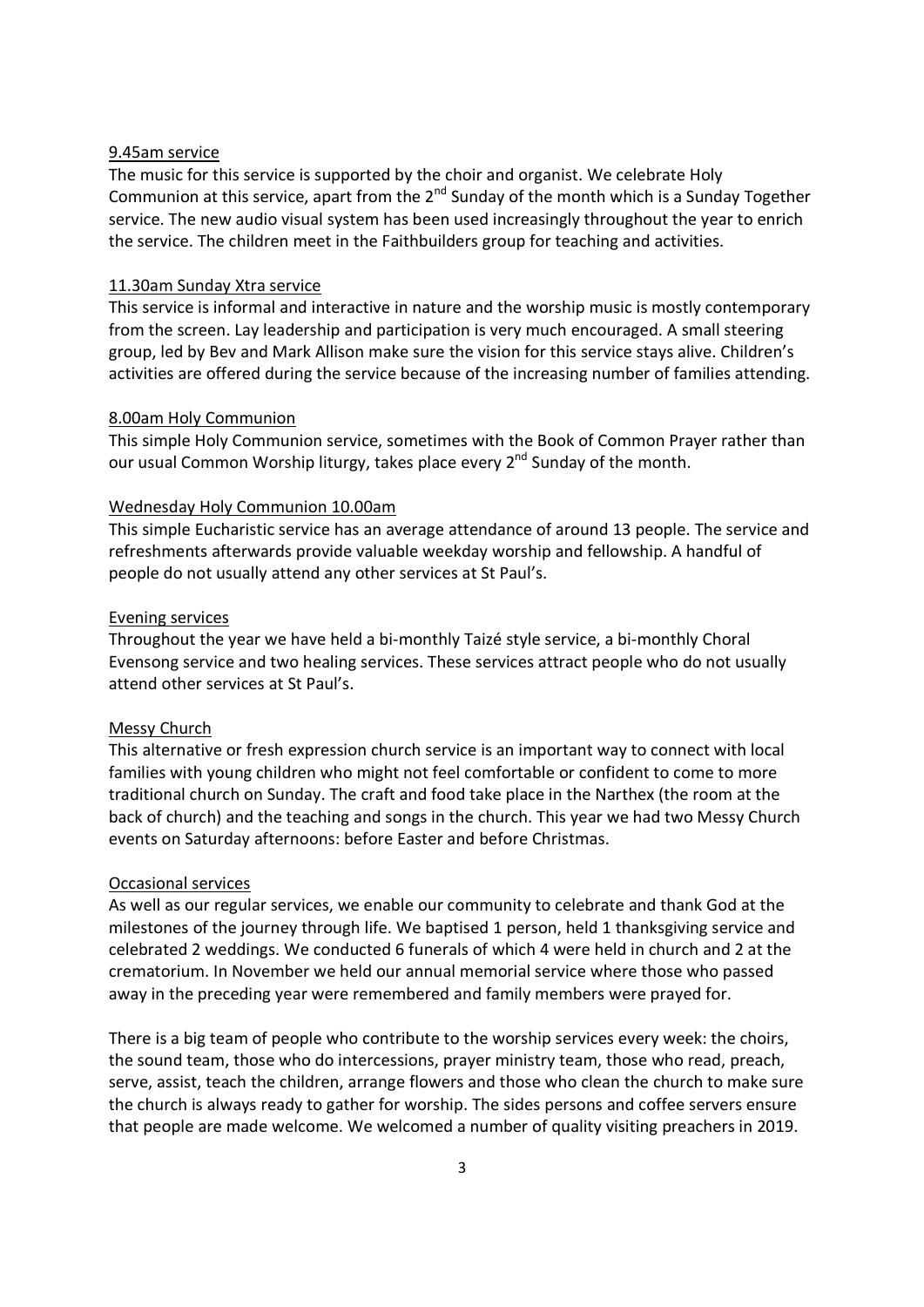### 9.45am service

The music for this service is supported by the choir and organist. We celebrate Holy Communion at this service, apart from the 2nd Sunday of the month which is a Sunday Together service. The new audio visual system has been used increasingly throughout the year to enrich the service. The children meet in the Faithbuilders group for teaching and activities.

### 11.30am Sunday Xtra service

This service is informal and interactive in nature and the worship music is mostly contemporary from the screen. Lay leadership and participation is very much encouraged. A small steering group, led by Bev and Mark Allison make sure the vision for this service stays alive. Children's activities are offered during the service because of the increasing number of families attending.

### 8.00am Holy Communion

This simple Holy Communion service, sometimes with the Book of Common Prayer rather than our usual Common Worship liturgy, takes place every 2nd Sunday of the month.

### Wednesday Holy Communion 10.00am

This simple Eucharistic service has an average attendance of around 13 people. The service and refreshments afterwards provide valuable weekday worship and fellowship. A handful of people do not usually attend any other services at St Paul's.

### Evening services

Throughout the year we have held a bi-monthly Taizé style service, a bi-monthly Choral Evensong service and two healing services. These services attract people who do not usually attend other services at St Paul's.

### Messy Church

This alternative or fresh expression church service is an important way to connect with local families with young children who might not feel comfortable or confident to come to more traditional church on Sunday. The craft and food take place in the Narthex (the room at the back of church) and the teaching and songs in the church. This year we had two Messy Church events on Saturday afternoons: before Easter and before Christmas.

### Occasional services

As well as our regular services, we enable our community to celebrate and thank God at the milestones of the journey through life. We baptised 1 person, held 1 thanksgiving service and celebrated 2 weddings. We conducted 6 funerals of which 4 were held in church and 2 at the crematorium. In November we held our annual memorial service where those who passed away in the preceding year were remembered and family members were prayed for.

There is a big team of people who contribute to the worship services every week: the choirs, the sound team, those who do intercessions, prayer ministry team, those who read, preach, serve, assist, teach the children, arrange flowers and those who clean the church to make sure the church is always ready to gather for worship. The sides persons and coffee servers ensure that people are made welcome. We welcomed a number of quality visiting preachers in 2019.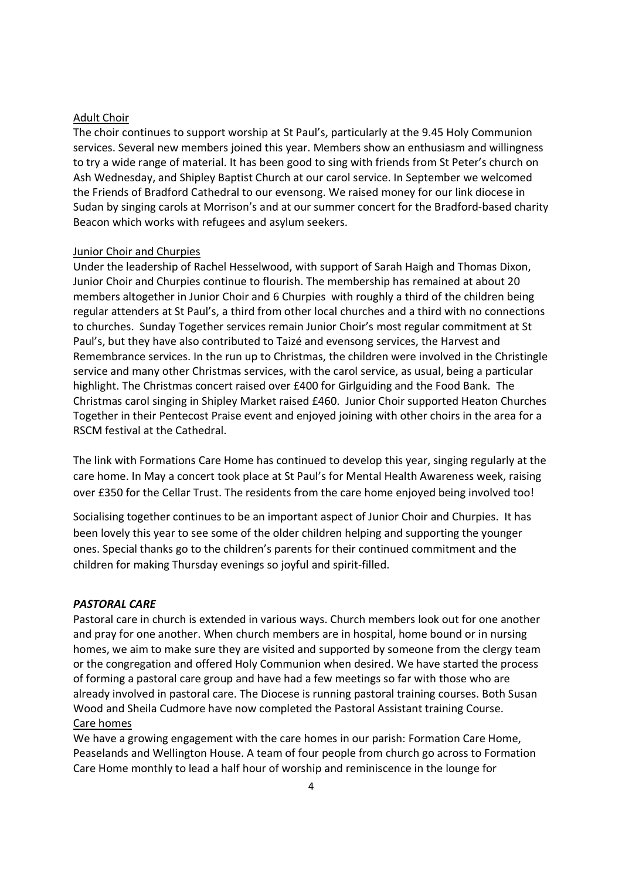Adult Choir

The choir continues to support worship at St Paul's, particularly at the 9.45 Holy Communion services. Several new members joined this year. Members show an enthusiasm and willingness to try a wide range of material. It has been good to sing with friends from St Peter's church on Ash Wednesday, and Shipley Baptist Church at our carol service. In September we welcomed the Friends of Bradford Cathedral to our evensong. We raised money for our link diocese in Sudan by singing carols at Morrison's and at our summer concert for the Bradford-based charity Beacon which works with refugees and asylum seekers.

Junior Choir and Churpies

Under the leadership of Rachel Hesselwood, with support of Sarah Haigh and Thomas Dixon, Junior Choir and Churpies continue to flourish. The membership has remained at about 20 members altogether in Junior Choir and 6 Churpies with roughly a third of the children being regular attenders at St Paul's, a third from other local churches and a third with no connections to churches. Sunday Together services remain Junior Choir's most regular commitment at St Paul's, but they have also contributed to Taizé and evensong services, the Harvest and Remembrance services. In the run up to Christmas, the children were involved in the Christingle service and many other Christmas services, with the carol service, as usual, being a particular highlight. The Christmas concert raised over £400 for Girlguiding and the Food Bank. The Christmas carol singing in Shipley Market raised £460. Junior Choir supported Heaton Churches Together in their Pentecost Praise event and enjoyed joining with other choirs in the area for a RSCM festival at the Cathedral.

The link with Formations Care Home has continued to develop this year, singing regularly at the care home. In May a concert took place at St Paul's for Mental Health Awareness week, raising over £350 for the Cellar Trust. The residents from the care home enjoyed being involved too!

Socialising together continues to be an important aspect of Junior Choir and Churpies. It has been lovely this year to see some of the older children helping and supporting the younger ones. Special thanks go to the children's parents for their continued commitment and the children for making Thursday evenings so joyful and spirit-filled.

***PASTORAL CARE***

Pastoral care in church is extended in various ways. Church members look out for one another and pray for one another. When church members are in hospital, home bound or in nursing homes, we aim to make sure they are visited and supported by someone from the clergy team or the congregation and offered Holy Communion when desired. We have started the process of forming a pastoral care group and have had a few meetings so far with those who are already involved in pastoral care. The Diocese is running pastoral training courses. Both Susan Wood and Sheila Cudmore have now completed the Pastoral Assistant training Course.

Care homes

We have a growing engagement with the care homes in our parish: Formation Care Home, Peaselands and Wellington House. A team of four people from church go across to Formation Care Home monthly to lead a half hour of worship and reminiscence in the lounge for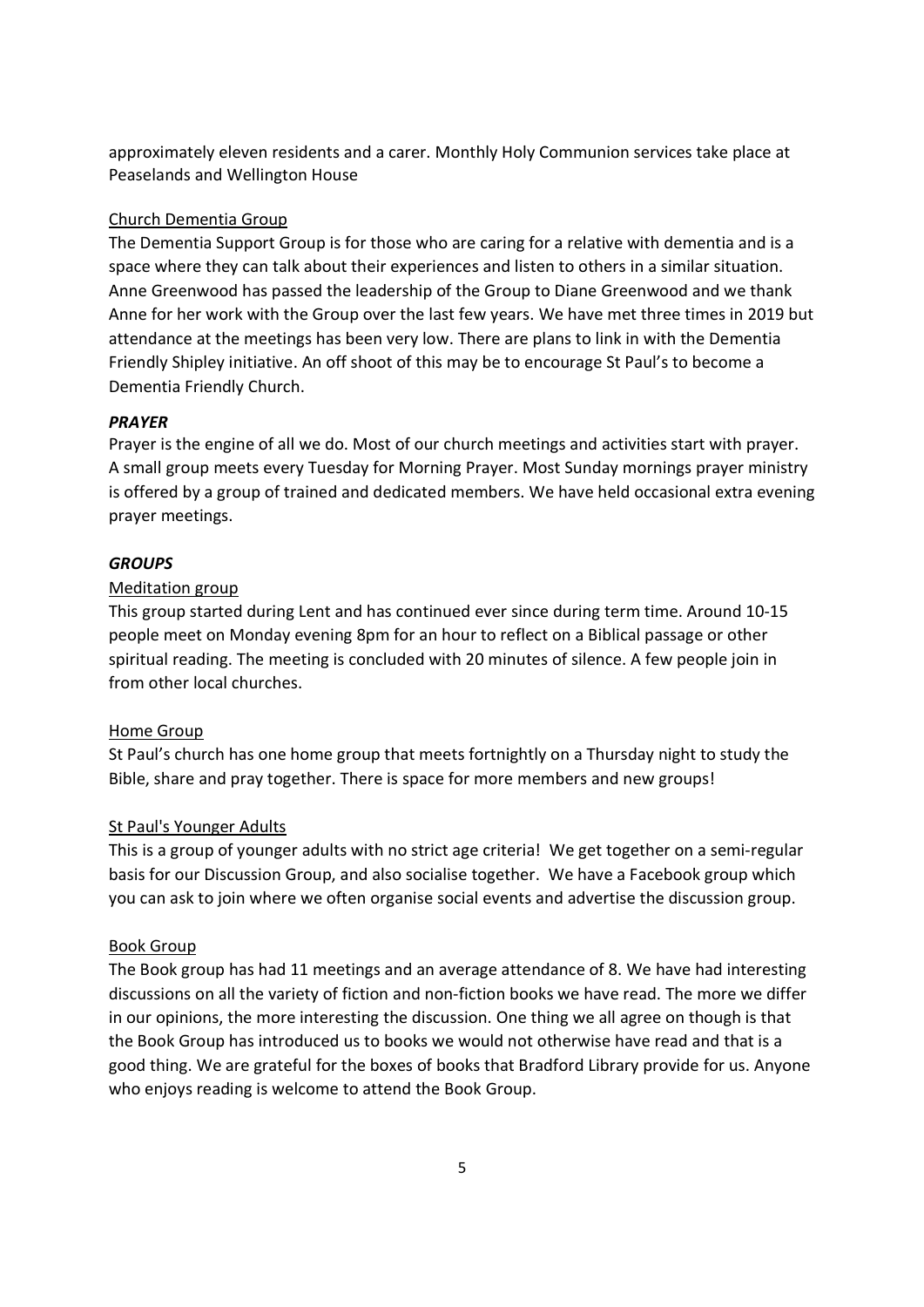approximately eleven residents and a carer. Monthly Holy Communion services take place at Peaselands and Wellington House

<u>Church Dementia Group</u>

The Dementia Support Group is for those who are caring for a relative with dementia and is a space where they can talk about their experiences and listen to others in a similar situation. Anne Greenwood has passed the leadership of the Group to Diane Greenwood and we thank Anne for her work with the Group over the last few years. We have met three times in 2019 but attendance at the meetings has been very low. There are plans to link in with the Dementia Friendly Shipley initiative. An off shoot of this may be to encourage St Paul's to become a Dementia Friendly Church.

### ***PRAYER***

Prayer is the engine of all we do. Most of our church meetings and activities start with prayer. A small group meets every Tuesday for Morning Prayer. Most Sunday mornings prayer ministry is offered by a group of trained and dedicated members. We have held occasional extra evening prayer meetings.

### ***GROUPS***

<u>Meditation group</u>

This group started during Lent and has continued ever since during term time. Around 10-15 people meet on Monday evening 8pm for an hour to reflect on a Biblical passage or other spiritual reading. The meeting is concluded with 20 minutes of silence. A few people join in from other local churches.

<u>Home Group</u>

St Paul's church has one home group that meets fortnightly on a Thursday night to study the Bible, share and pray together. There is space for more members and new groups!

<u>St Paul's Younger Adults</u>

This is a group of younger adults with no strict age criteria! We get together on a semi-regular basis for our Discussion Group, and also socialise together. We have a Facebook group which you can ask to join where we often organise social events and advertise the discussion group.

<u>Book Group</u>

The Book group has had 11 meetings and an average attendance of 8. We have had interesting discussions on all the variety of fiction and non-fiction books we have read. The more we differ in our opinions, the more interesting the discussion. One thing we all agree on though is that the Book Group has introduced us to books we would not otherwise have read and that is a good thing. We are grateful for the boxes of books that Bradford Library provide for us. Anyone who enjoys reading is welcome to attend the Book Group.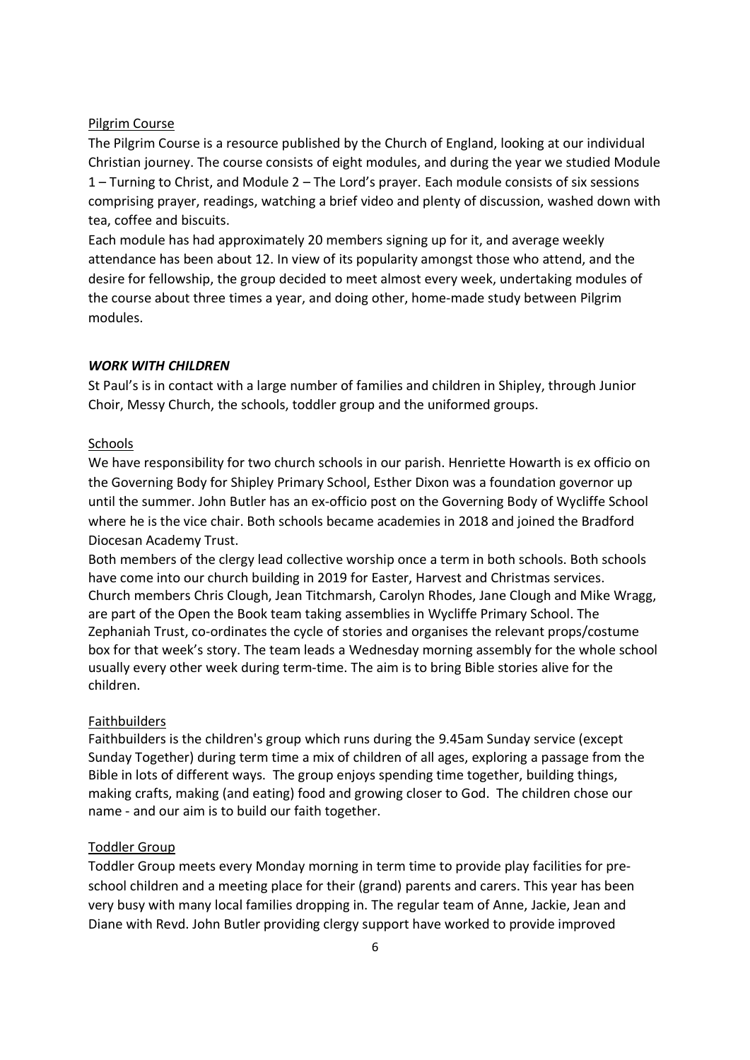Pilgrim Course

The Pilgrim Course is a resource published by the Church of England, looking at our individual Christian journey. The course consists of eight modules, and during the year we studied Module 1 – Turning to Christ, and Module 2 – The Lord's prayer. Each module consists of six sessions comprising prayer, readings, watching a brief video and plenty of discussion, washed down with tea, coffee and biscuits.

Each module has had approximately 20 members signing up for it, and average weekly attendance has been about 12. In view of its popularity amongst those who attend, and the desire for fellowship, the group decided to meet almost every week, undertaking modules of the course about three times a year, and doing other, home-made study between Pilgrim modules.

### *WORK WITH CHILDREN*

St Paul's is in contact with a large number of families and children in Shipley, through Junior Choir, Messy Church, the schools, toddler group and the uniformed groups.

Schools

We have responsibility for two church schools in our parish. Henriette Howarth is ex officio on the Governing Body for Shipley Primary School, Esther Dixon was a foundation governor up until the summer. John Butler has an ex-officio post on the Governing Body of Wycliffe School where he is the vice chair. Both schools became academies in 2018 and joined the Bradford Diocesan Academy Trust.

Both members of the clergy lead collective worship once a term in both schools. Both schools have come into our church building in 2019 for Easter, Harvest and Christmas services. Church members Chris Clough, Jean Titchmarsh, Carolyn Rhodes, Jane Clough and Mike Wragg, are part of the Open the Book team taking assemblies in Wycliffe Primary School. The Zephaniah Trust, co-ordinates the cycle of stories and organises the relevant props/costume box for that week's story. The team leads a Wednesday morning assembly for the whole school usually every other week during term-time. The aim is to bring Bible stories alive for the children.

Faithbuilders

Faithbuilders is the children's group which runs during the 9.45am Sunday service (except Sunday Together) during term time a mix of children of all ages, exploring a passage from the Bible in lots of different ways. The group enjoys spending time together, building things, making crafts, making (and eating) food and growing closer to God. The children chose our name - and our aim is to build our faith together.

Toddler Group

Toddler Group meets every Monday morning in term time to provide play facilities for pre-school children and a meeting place for their (grand) parents and carers. This year has been very busy with many local families dropping in. The regular team of Anne, Jackie, Jean and Diane with Revd. John Butler providing clergy support have worked to provide improved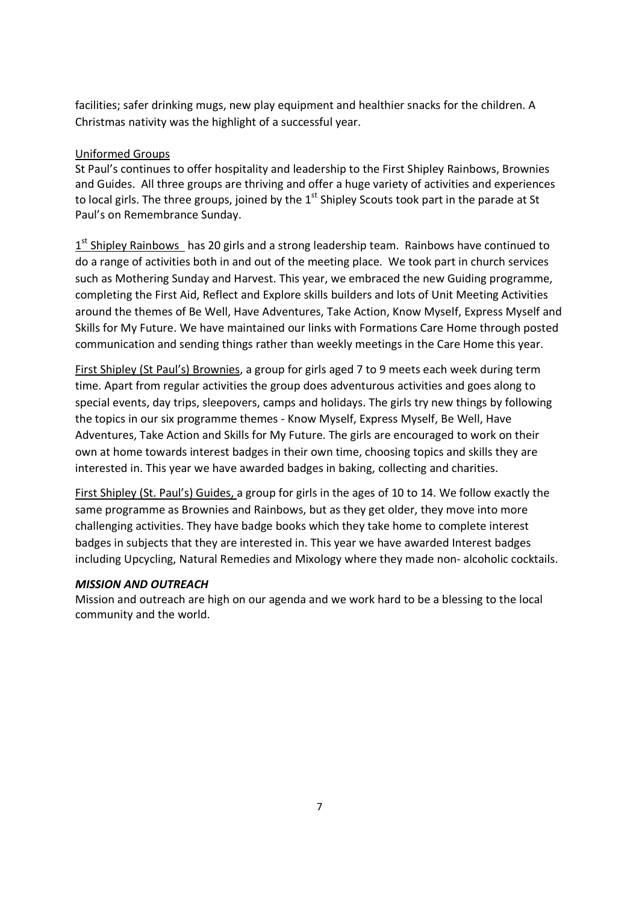facilities; safer drinking mugs, new play equipment and healthier snacks for the children. A Christmas nativity was the highlight of a successful year.

Uniformed Groups

St Paul's continues to offer hospitality and leadership to the First Shipley Rainbows, Brownies and Guides. All three groups are thriving and offer a huge variety of activities and experiences to local girls. The three groups, joined by the 1st Shipley Scouts took part in the parade at St Paul's on Remembrance Sunday.

1st Shipley Rainbows has 20 girls and a strong leadership team. Rainbows have continued to do a range of activities both in and out of the meeting place. We took part in church services such as Mothering Sunday and Harvest. This year, we embraced the new Guiding programme, completing the First Aid, Reflect and Explore skills builders and lots of Unit Meeting Activities around the themes of Be Well, Have Adventures, Take Action, Know Myself, Express Myself and Skills for My Future. We have maintained our links with Formations Care Home through posted communication and sending things rather than weekly meetings in the Care Home this year.

First Shipley (St Paul's) Brownies, a group for girls aged 7 to 9 meets each week during term time. Apart from regular activities the group does adventurous activities and goes along to special events, day trips, sleepovers, camps and holidays. The girls try new things by following the topics in our six programme themes - Know Myself, Express Myself, Be Well, Have Adventures, Take Action and Skills for My Future. The girls are encouraged to work on their own at home towards interest badges in their own time, choosing topics and skills they are interested in. This year we have awarded badges in baking, collecting and charities.

First Shipley (St. Paul's) Guides, a group for girls in the ages of 10 to 14. We follow exactly the same programme as Brownies and Rainbows, but as they get older, they move into more challenging activities. They have badge books which they take home to complete interest badges in subjects that they are interested in. This year we have awarded Interest badges including Upcycling, Natural Remedies and Mixology where they made non- alcoholic cocktails.

***MISSION AND OUTREACH***

Mission and outreach are high on our agenda and we work hard to be a blessing to the local community and the world.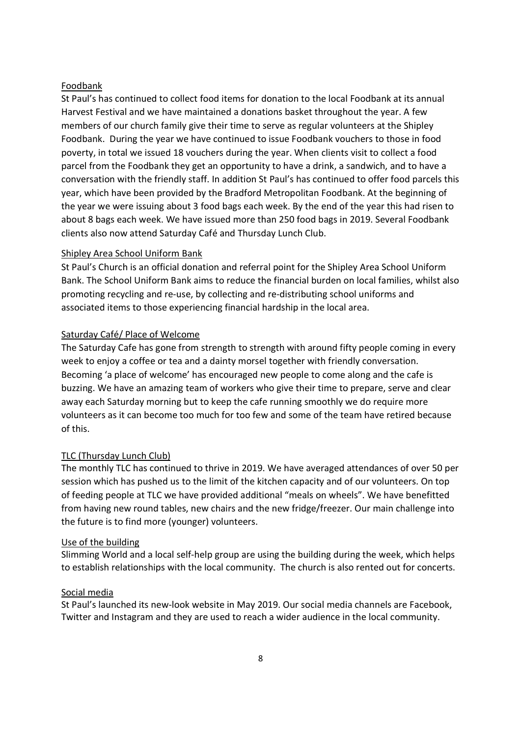Foodbank

St Paul's has continued to collect food items for donation to the local Foodbank at its annual Harvest Festival and we have maintained a donations basket throughout the year. A few members of our church family give their time to serve as regular volunteers at the Shipley Foodbank. During the year we have continued to issue Foodbank vouchers to those in food poverty, in total we issued 18 vouchers during the year. When clients visit to collect a food parcel from the Foodbank they get an opportunity to have a drink, a sandwich, and to have a conversation with the friendly staff. In addition St Paul's has continued to offer food parcels this year, which have been provided by the Bradford Metropolitan Foodbank. At the beginning of the year we were issuing about 3 food bags each week. By the end of the year this had risen to about 8 bags each week. We have issued more than 250 food bags in 2019. Several Foodbank clients also now attend Saturday Café and Thursday Lunch Club.

Shipley Area School Uniform Bank

St Paul's Church is an official donation and referral point for the Shipley Area School Uniform Bank. The School Uniform Bank aims to reduce the financial burden on local families, whilst also promoting recycling and re-use, by collecting and re-distributing school uniforms and associated items to those experiencing financial hardship in the local area.

Saturday Café/ Place of Welcome

The Saturday Cafe has gone from strength to strength with around fifty people coming in every week to enjoy a coffee or tea and a dainty morsel together with friendly conversation. Becoming 'a place of welcome' has encouraged new people to come along and the cafe is buzzing. We have an amazing team of workers who give their time to prepare, serve and clear away each Saturday morning but to keep the cafe running smoothly we do require more volunteers as it can become too much for too few and some of the team have retired because of this.

TLC (Thursday Lunch Club)

The monthly TLC has continued to thrive in 2019. We have averaged attendances of over 50 per session which has pushed us to the limit of the kitchen capacity and of our volunteers. On top of feeding people at TLC we have provided additional "meals on wheels". We have benefitted from having new round tables, new chairs and the new fridge/freezer. Our main challenge into the future is to find more (younger) volunteers.

Use of the building

Slimming World and a local self-help group are using the building during the week, which helps to establish relationships with the local community. The church is also rented out for concerts.

Social media

St Paul's launched its new-look website in May 2019. Our social media channels are Facebook, Twitter and Instagram and they are used to reach a wider audience in the local community.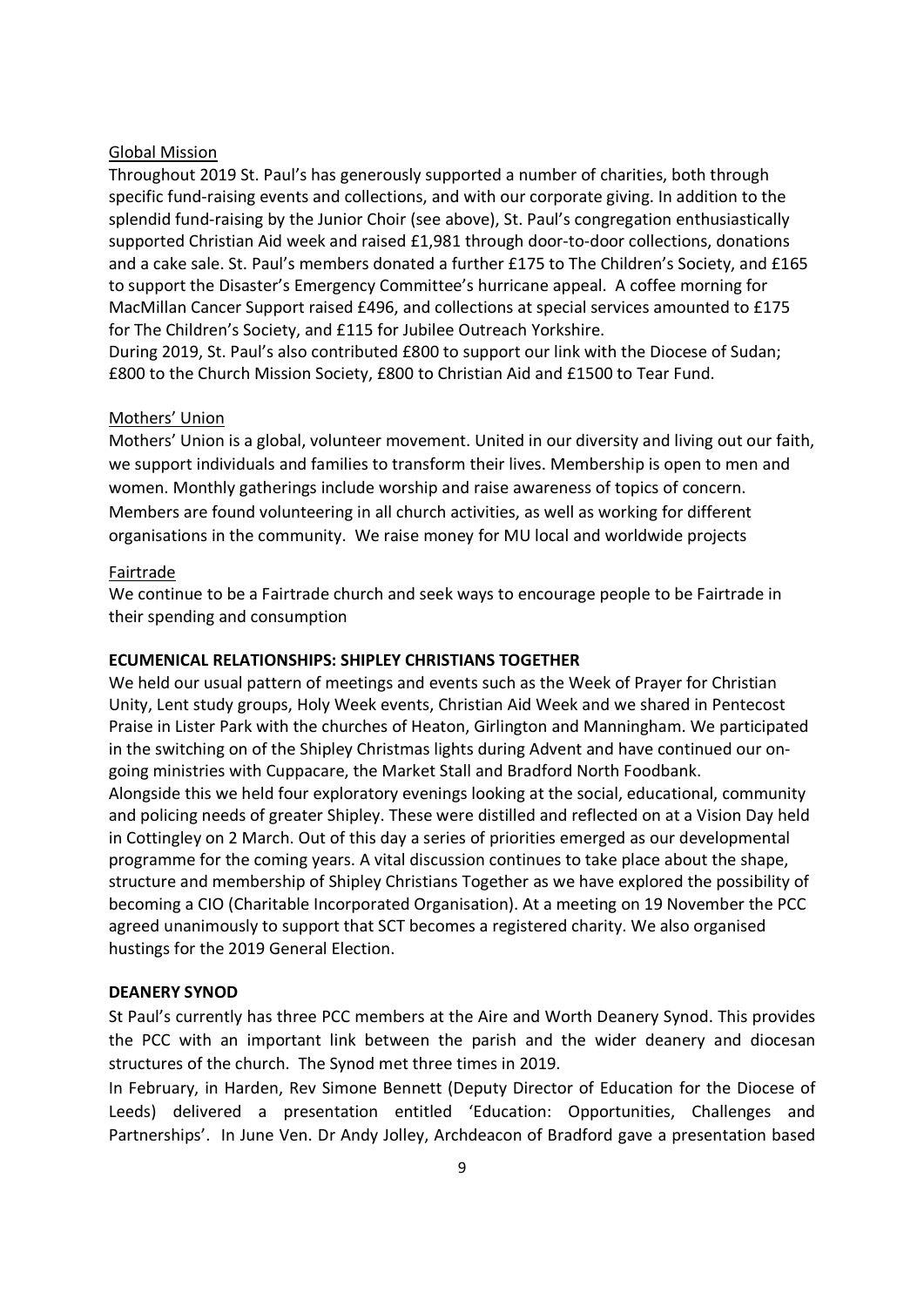Global Mission

Throughout 2019 St. Paul's has generously supported a number of charities, both through specific fund-raising events and collections, and with our corporate giving. In addition to the splendid fund-raising by the Junior Choir (see above), St. Paul's congregation enthusiastically supported Christian Aid week and raised £1,981 through door-to-door collections, donations and a cake sale. St. Paul's members donated a further £175 to The Children's Society, and £165 to support the Disaster's Emergency Committee's hurricane appeal. A coffee morning for MacMillan Cancer Support raised £496, and collections at special services amounted to £175 for The Children's Society, and £115 for Jubilee Outreach Yorkshire.
During 2019, St. Paul's also contributed £800 to support our link with the Diocese of Sudan; £800 to the Church Mission Society, £800 to Christian Aid and £1500 to Tear Fund.

Mothers' Union

Mothers' Union is a global, volunteer movement. United in our diversity and living out our faith, we support individuals and families to transform their lives. Membership is open to men and women. Monthly gatherings include worship and raise awareness of topics of concern. Members are found volunteering in all church activities, as well as working for different organisations in the community. We raise money for MU local and worldwide projects

Fairtrade

We continue to be a Fairtrade church and seek ways to encourage people to be Fairtrade in their spending and consumption

**ECUMENICAL RELATIONSHIPS: SHIPLEY CHRISTIANS TOGETHER**

We held our usual pattern of meetings and events such as the Week of Prayer for Christian Unity, Lent study groups, Holy Week events, Christian Aid Week and we shared in Pentecost Praise in Lister Park with the churches of Heaton, Girlington and Manningham. We participated in the switching on of the Shipley Christmas lights during Advent and have continued our on-going ministries with Cuppacare, the Market Stall and Bradford North Foodbank.
Alongside this we held four exploratory evenings looking at the social, educational, community and policing needs of greater Shipley. These were distilled and reflected on at a Vision Day held in Cottingley on 2 March. Out of this day a series of priorities emerged as our developmental programme for the coming years. A vital discussion continues to take place about the shape, structure and membership of Shipley Christians Together as we have explored the possibility of becoming a CIO (Charitable Incorporated Organisation). At a meeting on 19 November the PCC agreed unanimously to support that SCT becomes a registered charity. We also organised hustings for the 2019 General Election.

**DEANERY SYNOD**

St Paul's currently has three PCC members at the Aire and Worth Deanery Synod. This provides the PCC with an important link between the parish and the wider deanery and diocesan structures of the church. The Synod met three times in 2019.
In February, in Harden, Rev Simone Bennett (Deputy Director of Education for the Diocese of Leeds) delivered a presentation entitled 'Education: Opportunities, Challenges and Partnerships'. In June Ven. Dr Andy Jolley, Archdeacon of Bradford gave a presentation based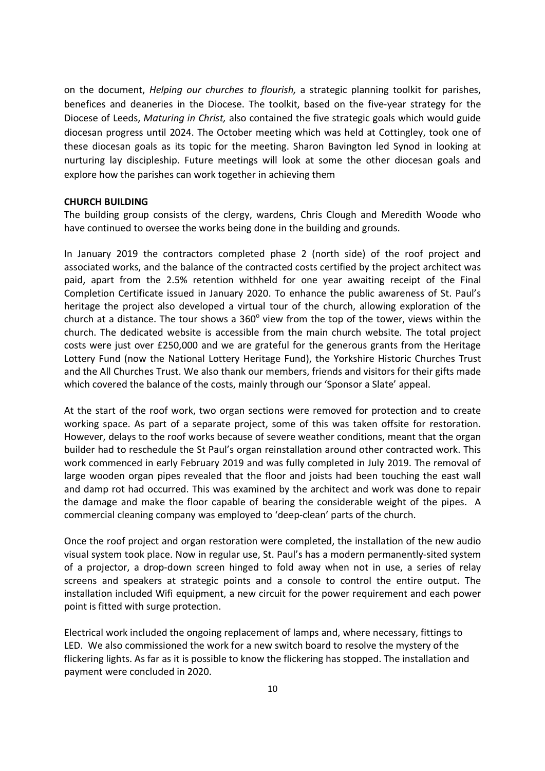on the document, *Helping our churches to flourish,* a strategic planning toolkit for parishes, benefices and deaneries in the Diocese. The toolkit, based on the five-year strategy for the Diocese of Leeds, *Maturing in Christ,* also contained the five strategic goals which would guide diocesan progress until 2024. The October meeting which was held at Cottingley, took one of these diocesan goals as its topic for the meeting. Sharon Bavington led Synod in looking at nurturing lay discipleship. Future meetings will look at some the other diocesan goals and explore how the parishes can work together in achieving them

**CHURCH BUILDING**

The building group consists of the clergy, wardens, Chris Clough and Meredith Woode who have continued to oversee the works being done in the building and grounds.

In January 2019 the contractors completed phase 2 (north side) of the roof project and associated works, and the balance of the contracted costs certified by the project architect was paid, apart from the 2.5% retention withheld for one year awaiting receipt of the Final Completion Certificate issued in January 2020. To enhance the public awareness of St. Paul's heritage the project also developed a virtual tour of the church, allowing exploration of the church at a distance. The tour shows a 360° view from the top of the tower, views within the church. The dedicated website is accessible from the main church website. The total project costs were just over £250,000 and we are grateful for the generous grants from the Heritage Lottery Fund (now the National Lottery Heritage Fund), the Yorkshire Historic Churches Trust and the All Churches Trust. We also thank our members, friends and visitors for their gifts made which covered the balance of the costs, mainly through our 'Sponsor a Slate' appeal.

At the start of the roof work, two organ sections were removed for protection and to create working space. As part of a separate project, some of this was taken offsite for restoration. However, delays to the roof works because of severe weather conditions, meant that the organ builder had to reschedule the St Paul's organ reinstallation around other contracted work. This work commenced in early February 2019 and was fully completed in July 2019. The removal of large wooden organ pipes revealed that the floor and joists had been touching the east wall and damp rot had occurred. This was examined by the architect and work was done to repair the damage and make the floor capable of bearing the considerable weight of the pipes. A commercial cleaning company was employed to 'deep-clean' parts of the church.

Once the roof project and organ restoration were completed, the installation of the new audio visual system took place. Now in regular use, St. Paul's has a modern permanently-sited system of a projector, a drop-down screen hinged to fold away when not in use, a series of relay screens and speakers at strategic points and a console to control the entire output. The installation included Wifi equipment, a new circuit for the power requirement and each power point is fitted with surge protection.

Electrical work included the ongoing replacement of lamps and, where necessary, fittings to LED. We also commissioned the work for a new switch board to resolve the mystery of the flickering lights. As far as it is possible to know the flickering has stopped. The installation and payment were concluded in 2020.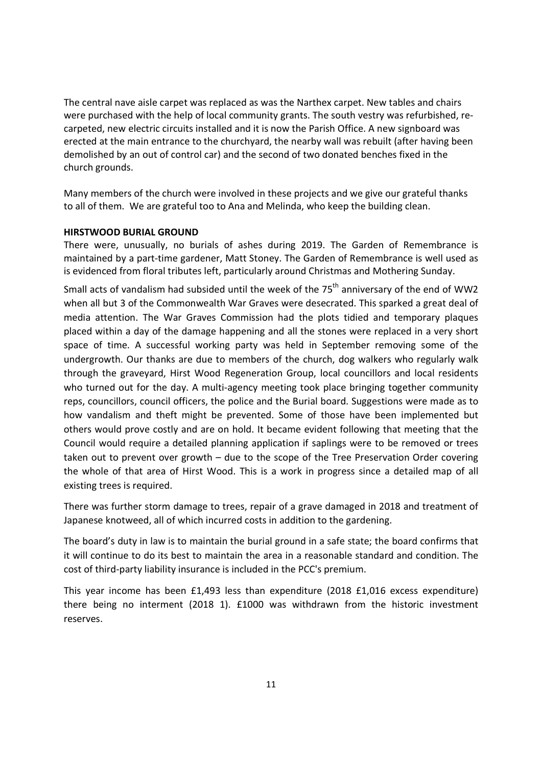The central nave aisle carpet was replaced as was the Narthex carpet. New tables and chairs were purchased with the help of local community grants. The south vestry was refurbished, re-carpeted, new electric circuits installed and it is now the Parish Office. A new signboard was erected at the main entrance to the churchyard, the nearby wall was rebuilt (after having been demolished by an out of control car) and the second of two donated benches fixed in the church grounds.

Many members of the church were involved in these projects and we give our grateful thanks to all of them. We are grateful too to Ana and Melinda, who keep the building clean.

**HIRSTWOOD BURIAL GROUND**

There were, unusually, no burials of ashes during 2019. The Garden of Remembrance is maintained by a part-time gardener, Matt Stoney. The Garden of Remembrance is well used as is evidenced from floral tributes left, particularly around Christmas and Mothering Sunday.

Small acts of vandalism had subsided until the week of the 75th anniversary of the end of WW2 when all but 3 of the Commonwealth War Graves were desecrated. This sparked a great deal of media attention. The War Graves Commission had the plots tidied and temporary plaques placed within a day of the damage happening and all the stones were replaced in a very short space of time. A successful working party was held in September removing some of the undergrowth. Our thanks are due to members of the church, dog walkers who regularly walk through the graveyard, Hirst Wood Regeneration Group, local councillors and local residents who turned out for the day. A multi-agency meeting took place bringing together community reps, councillors, council officers, the police and the Burial board. Suggestions were made as to how vandalism and theft might be prevented. Some of those have been implemented but others would prove costly and are on hold. It became evident following that meeting that the Council would require a detailed planning application if saplings were to be removed or trees taken out to prevent over growth – due to the scope of the Tree Preservation Order covering the whole of that area of Hirst Wood. This is a work in progress since a detailed map of all existing trees is required.

There was further storm damage to trees, repair of a grave damaged in 2018 and treatment of Japanese knotweed, all of which incurred costs in addition to the gardening.

The board's duty in law is to maintain the burial ground in a safe state; the board confirms that it will continue to do its best to maintain the area in a reasonable standard and condition. The cost of third-party liability insurance is included in the PCC's premium.

This year income has been £1,493 less than expenditure (2018 £1,016 excess expenditure) there being no interment (2018 1). £1000 was withdrawn from the historic investment reserves.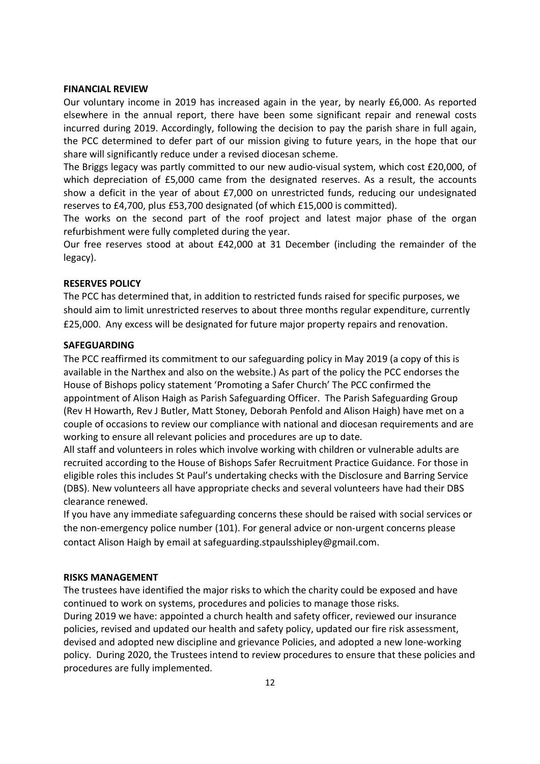**FINANCIAL REVIEW**

Our voluntary income in 2019 has increased again in the year, by nearly £6,000. As reported elsewhere in the annual report, there have been some significant repair and renewal costs incurred during 2019. Accordingly, following the decision to pay the parish share in full again, the PCC determined to defer part of our mission giving to future years, in the hope that our share will significantly reduce under a revised diocesan scheme.

The Briggs legacy was partly committed to our new audio-visual system, which cost £20,000, of which depreciation of £5,000 came from the designated reserves. As a result, the accounts show a deficit in the year of about £7,000 on unrestricted funds, reducing our undesignated reserves to £4,700, plus £53,700 designated (of which £15,000 is committed).

The works on the second part of the roof project and latest major phase of the organ refurbishment were fully completed during the year.

Our free reserves stood at about £42,000 at 31 December (including the remainder of the legacy).

**RESERVES POLICY**

The PCC has determined that, in addition to restricted funds raised for specific purposes, we should aim to limit unrestricted reserves to about three months regular expenditure, currently £25,000. Any excess will be designated for future major property repairs and renovation.

**SAFEGUARDING**

The PCC reaffirmed its commitment to our safeguarding policy in May 2019 (a copy of this is available in the Narthex and also on the website.) As part of the policy the PCC endorses the House of Bishops policy statement 'Promoting a Safer Church' The PCC confirmed the appointment of Alison Haigh as Parish Safeguarding Officer. The Parish Safeguarding Group (Rev H Howarth, Rev J Butler, Matt Stoney, Deborah Penfold and Alison Haigh) have met on a couple of occasions to review our compliance with national and diocesan requirements and are working to ensure all relevant policies and procedures are up to date.

All staff and volunteers in roles which involve working with children or vulnerable adults are recruited according to the House of Bishops Safer Recruitment Practice Guidance. For those in eligible roles this includes St Paul's undertaking checks with the Disclosure and Barring Service (DBS). New volunteers all have appropriate checks and several volunteers have had their DBS clearance renewed.

If you have any immediate safeguarding concerns these should be raised with social services or the non-emergency police number (101). For general advice or non-urgent concerns please contact Alison Haigh by email at safeguarding.stpaulsshipley@gmail.com.

**RISKS MANAGEMENT**

The trustees have identified the major risks to which the charity could be exposed and have continued to work on systems, procedures and policies to manage those risks.

During 2019 we have: appointed a church health and safety officer, reviewed our insurance policies, revised and updated our health and safety policy, updated our fire risk assessment, devised and adopted new discipline and grievance Policies, and adopted a new lone-working policy. During 2020, the Trustees intend to review procedures to ensure that these policies and procedures are fully implemented.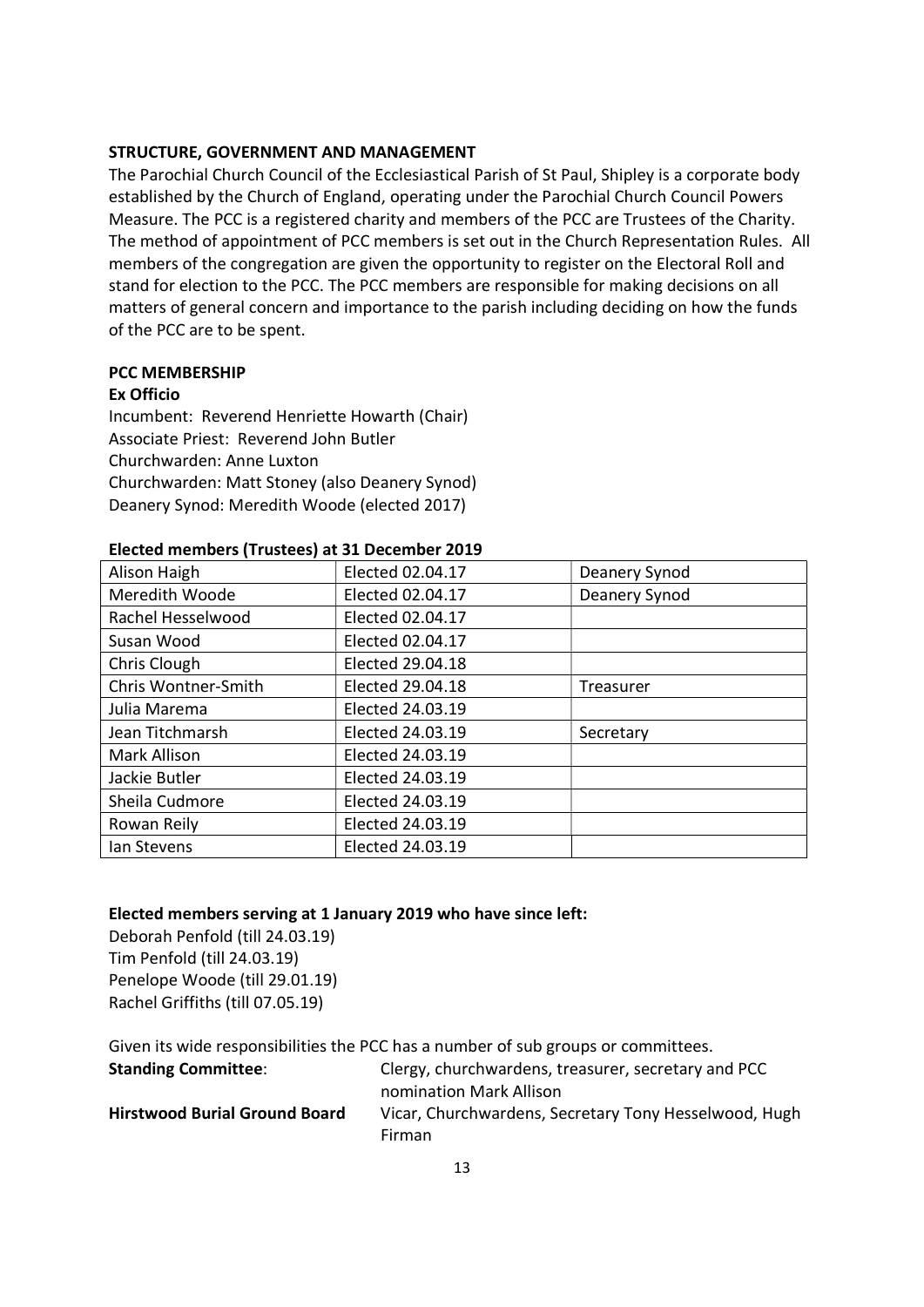## STRUCTURE, GOVERNMENT AND MANAGEMENT

The Parochial Church Council of the Ecclesiastical Parish of St Paul, Shipley is a corporate body established by the Church of England, operating under the Parochial Church Council Powers Measure. The PCC is a registered charity and members of the PCC are Trustees of the Charity. The method of appointment of PCC members is set out in the Church Representation Rules. All members of the congregation are given the opportunity to register on the Electoral Roll and stand for election to the PCC. The PCC members are responsible for making decisions on all matters of general concern and importance to the parish including deciding on how the funds of the PCC are to be spent.

## PCC MEMBERSHIP

### Ex Officio

Incumbent: Reverend Henriette Howarth (Chair)
Associate Priest: Reverend John Butler
Churchwarden: Anne Luxton
Churchwarden: Matt Stoney (also Deanery Synod)
Deanery Synod: Meredith Woode (elected 2017)

### Elected members (Trustees) at 31 December 2019

| Alison Haigh | Elected 02.04.17 | Deanery Synod |
|---|---|---|
| Meredith Woode | Elected 02.04.17 | Deanery Synod |
| Rachel Hesselwood | Elected 02.04.17 | |
| Susan Wood | Elected 02.04.17 | |
| Chris Clough | Elected 29.04.18 | |
| Chris Wontner-Smith | Elected 29.04.18 | Treasurer |
| Julia Marema | Elected 24.03.19 | |
| Jean Titchmarsh | Elected 24.03.19 | Secretary |
| Mark Allison | Elected 24.03.19 | |
| Jackie Butler | Elected 24.03.19 | |
| Sheila Cudmore | Elected 24.03.19 | |
| Rowan Reily | Elected 24.03.19 | |
| Ian Stevens | Elected 24.03.19 | |

### Elected members serving at 1 January 2019 who have since left:

Deborah Penfold (till 24.03.19)
Tim Penfold (till 24.03.19)
Penelope Woode (till 29.01.19)
Rachel Griffiths (till 07.05.19)

Given its wide responsibilities the PCC has a number of sub groups or committees.

**Standing Committee**: Clergy, churchwardens, treasurer, secretary and PCC nomination Mark Allison

**Hirstwood Burial Ground Board** Vicar, Churchwardens, Secretary Tony Hesselwood, Hugh Firman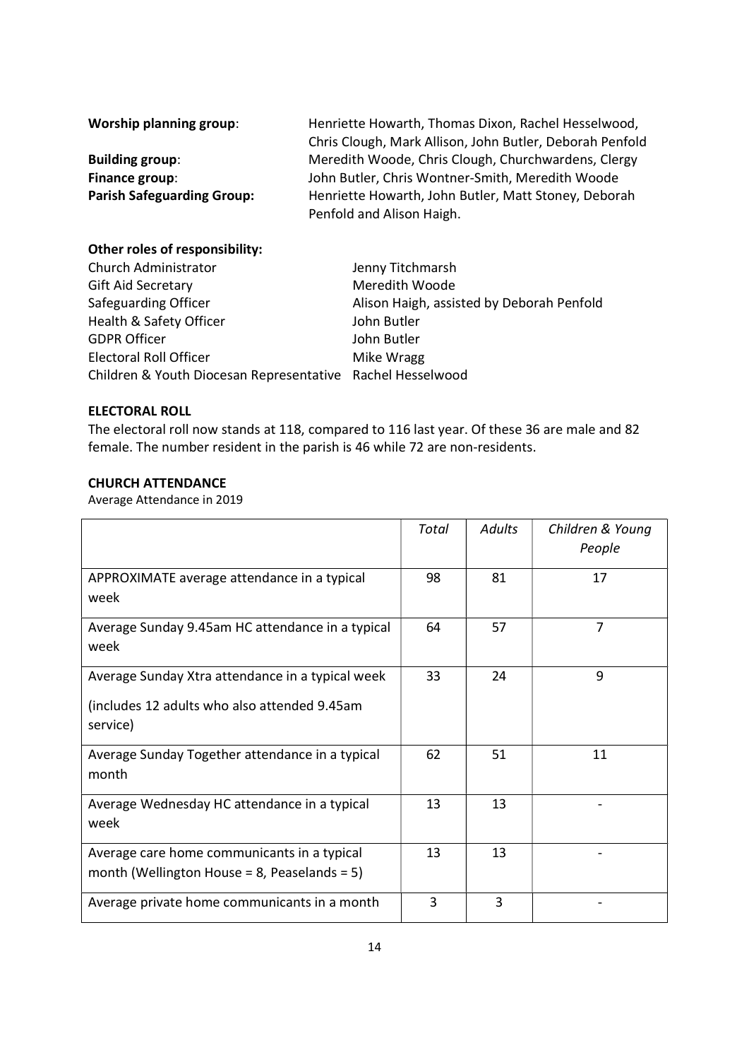**Worship planning group**: Henriette Howarth, Thomas Dixon, Rachel Hesselwood, Chris Clough, Mark Allison, John Butler, Deborah Penfold

**Building group**: Meredith Woode, Chris Clough, Churchwardens, Clergy

**Finance group**: John Butler, Chris Wontner-Smith, Meredith Woode

**Parish Safeguarding Group:** Henriette Howarth, John Butler, Matt Stoney, Deborah Penfold and Alison Haigh.

**Other roles of responsibility:**

| | |
|---|---|
| Church Administrator | Jenny Titchmarsh |
| Gift Aid Secretary | Meredith Woode |
| Safeguarding Officer | Alison Haigh, assisted by Deborah Penfold |
| Health & Safety Officer | John Butler |
| GDPR Officer | John Butler |
| Electoral Roll Officer | Mike Wragg |
| Children & Youth Diocesan Representative | Rachel Hesselwood |

**ELECTORAL ROLL**

The electoral roll now stands at 118, compared to 116 last year. Of these 36 are male and 82 female. The number resident in the parish is 46 while 72 are non-residents.

**CHURCH ATTENDANCE**

Average Attendance in 2019

| | *Total* | *Adults* | *Children & Young People* |
|---|---|---|---|
| APPROXIMATE average attendance in a typical week | 98 | 81 | 17 |
| Average Sunday 9.45am HC attendance in a typical week | 64 | 57 | 7 |
| Average Sunday Xtra attendance in a typical week (includes 12 adults who also attended 9.45am service) | 33 | 24 | 9 |
| Average Sunday Together attendance in a typical month | 62 | 51 | 11 |
| Average Wednesday HC attendance in a typical week | 13 | 13 | - |
| Average care home communicants in a typical month (Wellington House = 8, Peaselands = 5) | 13 | 13 | - |
| Average private home communicants in a month | 3 | 3 | - |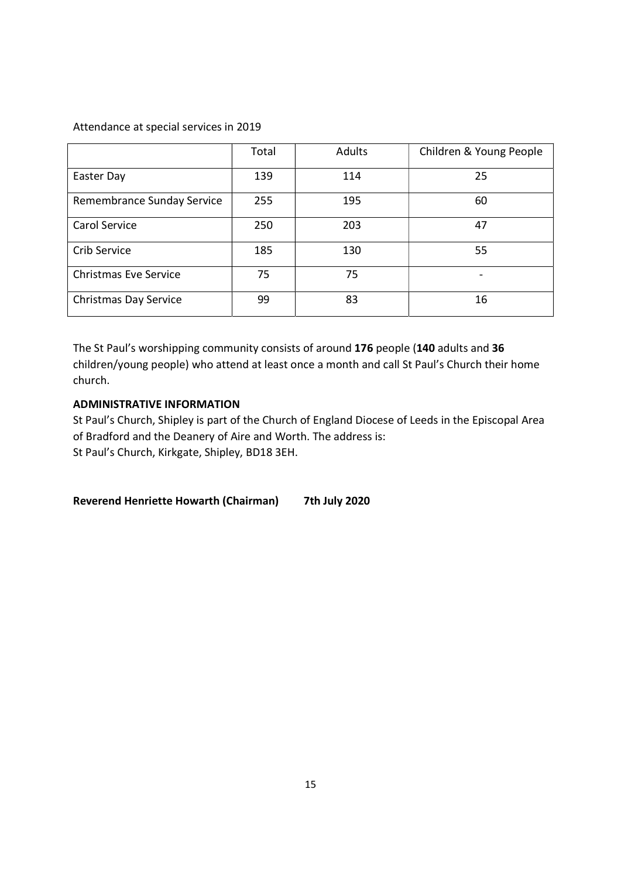Attendance at special services in 2019

| | Total | Adults | Children & Young People |
|---|---|---|---|
| Easter Day | 139 | 114 | 25 |
| Remembrance Sunday Service | 255 | 195 | 60 |
| Carol Service | 250 | 203 | 47 |
| Crib Service | 185 | 130 | 55 |
| Christmas Eve Service | 75 | 75 | - |
| Christmas Day Service | 99 | 83 | 16 |

The St Paul's worshipping community consists of around **176** people (**140** adults and **36** children/young people) who attend at least once a month and call St Paul's Church their home church.

**ADMINISTRATIVE INFORMATION**

St Paul's Church, Shipley is part of the Church of England Diocese of Leeds in the Episcopal Area of Bradford and the Deanery of Aire and Worth. The address is:
St Paul's Church, Kirkgate, Shipley, BD18 3EH.

**Reverend Henriette Howarth (Chairman) 7th July 2020**